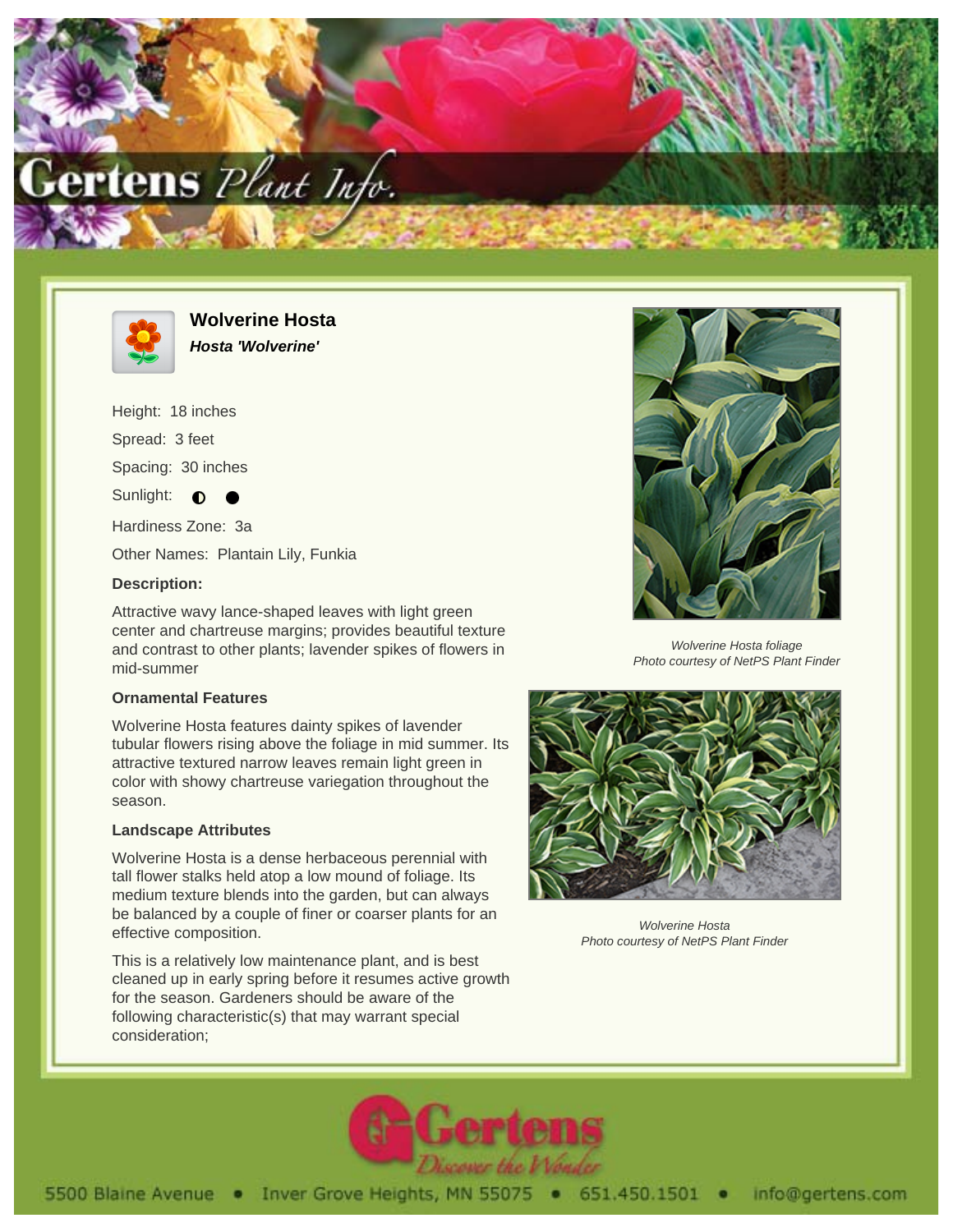# Wolverine Hosta

***Hosta 'Wolverine'***

Height: 18 inches

Spread: 3 feet

Spacing: 30 inches

Sunlight: ◐ ●

Hardiness Zone: 3a

Other Names: Plantain Lily, Funkia

**Description:**

Attractive wavy lance-shaped leaves with light green center and chartreuse margins; provides beautiful texture and contrast to other plants; lavender spikes of flowers in mid-summer

### Ornamental Features

Wolverine Hosta features dainty spikes of lavender tubular flowers rising above the foliage in mid summer. Its attractive textured narrow leaves remain light green in color with showy chartreuse variegation throughout the season.

### Landscape Attributes

Wolverine Hosta is a dense herbaceous perennial with tall flower stalks held atop a low mound of foliage. Its medium texture blends into the garden, but can always be balanced by a couple of finer or coarser plants for an effective composition.

This is a relatively low maintenance plant, and is best cleaned up in early spring before it resumes active growth for the season. Gardeners should be aware of the following characteristic(s) that may warrant special consideration;

*Wolverine Hosta foliage*
*Photo courtesy of NetPS Plant Finder*

*Wolverine Hosta*
*Photo courtesy of NetPS Plant Finder*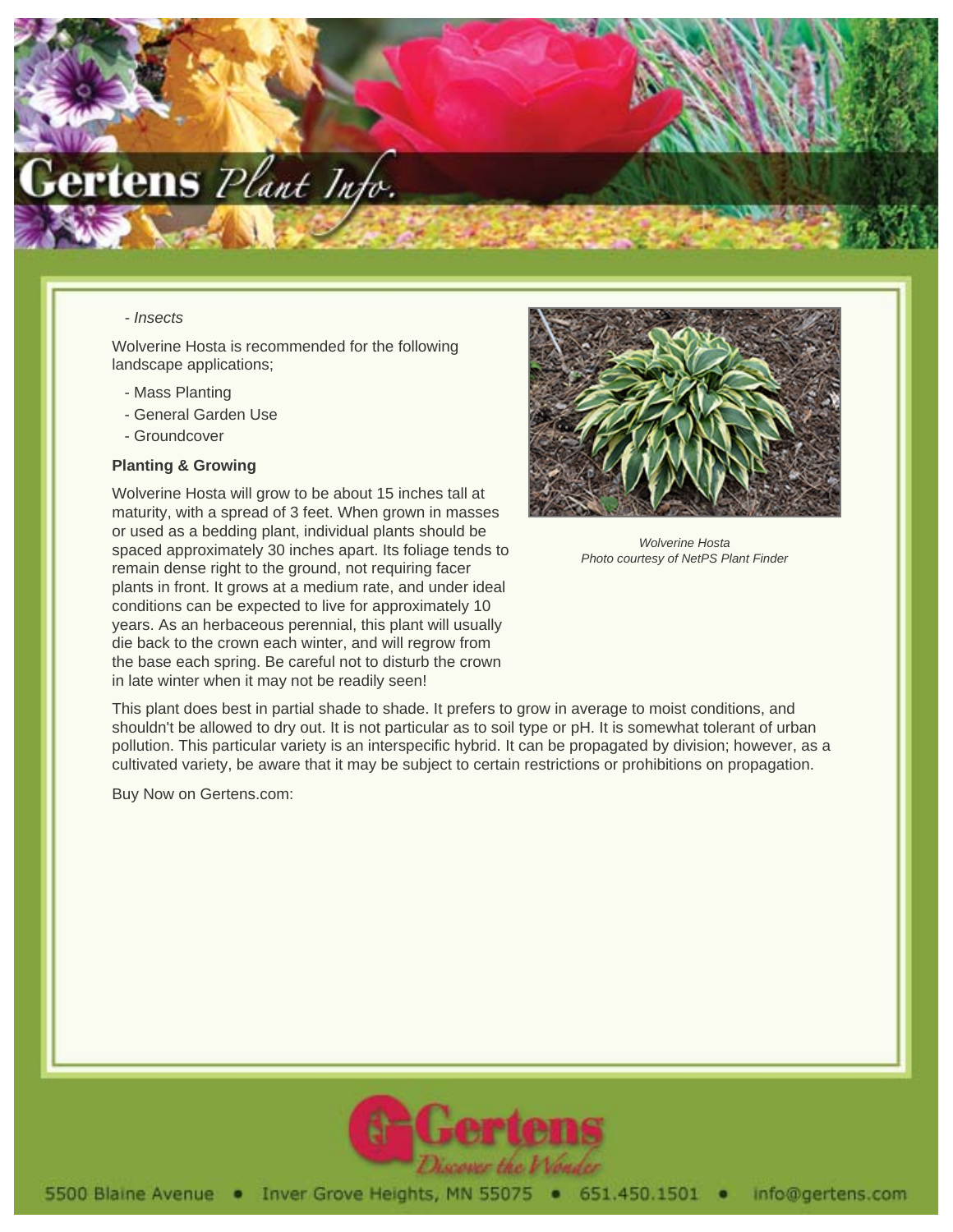- *Insects*

Wolverine Hosta is recommended for the following landscape applications;

- Mass Planting
- General Garden Use
- Groundcover

**Planting & Growing**

Wolverine Hosta will grow to be about 15 inches tall at maturity, with a spread of 3 feet. When grown in masses or used as a bedding plant, individual plants should be spaced approximately 30 inches apart. Its foliage tends to remain dense right to the ground, not requiring facer plants in front. It grows at a medium rate, and under ideal conditions can be expected to live for approximately 10 years. As an herbaceous perennial, this plant will usually die back to the crown each winter, and will regrow from the base each spring. Be careful not to disturb the crown in late winter when it may not be readily seen!

*Wolverine Hosta*
*Photo courtesy of NetPS Plant Finder*

This plant does best in partial shade to shade. It prefers to grow in average to moist conditions, and shouldn't be allowed to dry out. It is not particular as to soil type or pH. It is somewhat tolerant of urban pollution. This particular variety is an interspecific hybrid. It can be propagated by division; however, as a cultivated variety, be aware that it may be subject to certain restrictions or prohibitions on propagation.

Buy Now on Gertens.com: